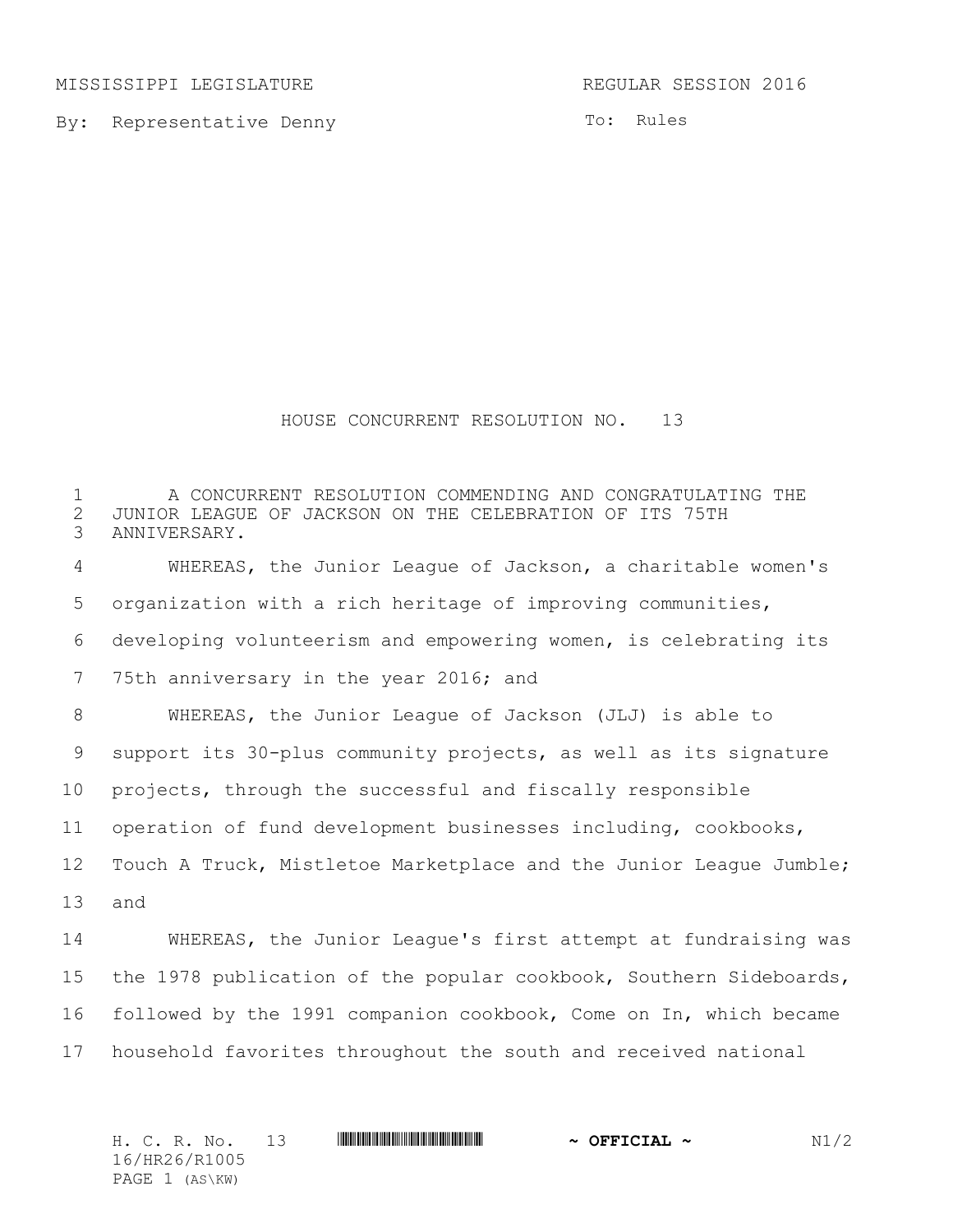MISSISSIPPI LEGISLATURE REGULAR SESSION 2016

By: Representative Denny

To: Rules

# HOUSE CONCURRENT RESOLUTION NO. 13

A CONCURRENT RESOLUTION COMMENDING AND CONGRATULATING THE JUNIOR LEAGUE OF JACKSON ON THE CELEBRATION OF ITS 75TH ANNIVERSARY.

WHEREAS, the Junior League of Jackson, a charitable women's organization with a rich heritage of improving communities, developing volunteerism and empowering women, is celebrating its 75th anniversary in the year 2016; and

WHEREAS, the Junior League of Jackson (JLJ) is able to support its 30-plus community projects, as well as its signature projects, through the successful and fiscally responsible operation of fund development businesses including, cookbooks, Touch A Truck, Mistletoe Marketplace and the Junior League Jumble; and

WHEREAS, the Junior League's first attempt at fundraising was the 1978 publication of the popular cookbook, Southern Sideboards, followed by the 1991 companion cookbook, Come on In, which became household favorites throughout the south and received national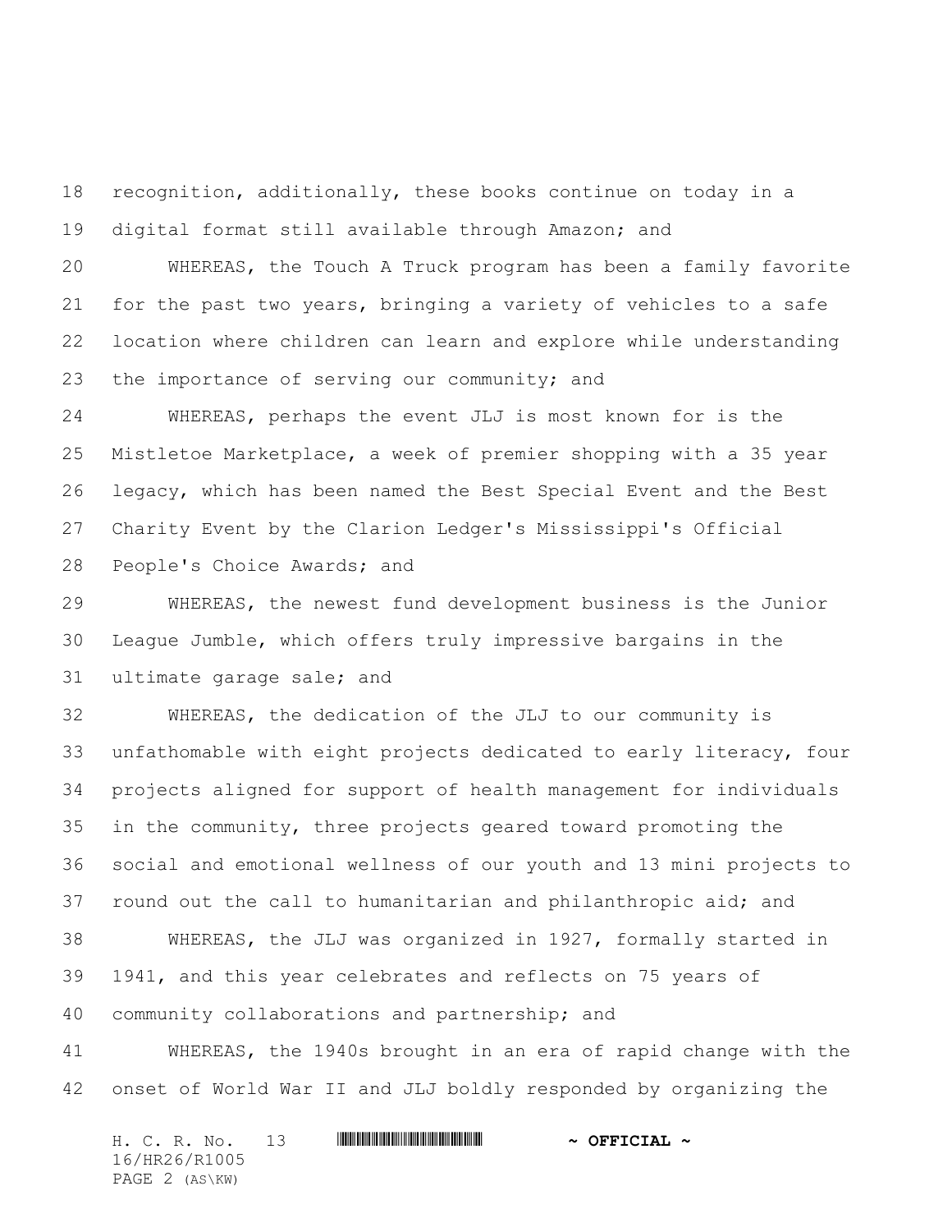recognition, additionally, these books continue on today in a digital format still available through Amazon; and

WHEREAS, the Touch A Truck program has been a family favorite for the past two years, bringing a variety of vehicles to a safe location where children can learn and explore while understanding the importance of serving our community; and

WHEREAS, perhaps the event JLJ is most known for is the Mistletoe Marketplace, a week of premier shopping with a 35 year legacy, which has been named the Best Special Event and the Best Charity Event by the Clarion Ledger's Mississippi's Official People's Choice Awards; and

WHEREAS, the newest fund development business is the Junior League Jumble, which offers truly impressive bargains in the ultimate garage sale; and

WHEREAS, the dedication of the JLJ to our community is unfathomable with eight projects dedicated to early literacy, four projects aligned for support of health management for individuals in the community, three projects geared toward promoting the social and emotional wellness of our youth and 13 mini projects to round out the call to humanitarian and philanthropic aid; and

WHEREAS, the JLJ was organized in 1927, formally started in 1941, and this year celebrates and reflects on 75 years of community collaborations and partnership; and

WHEREAS, the 1940s brought in an era of rapid change with the onset of World War II and JLJ boldly responded by organizing the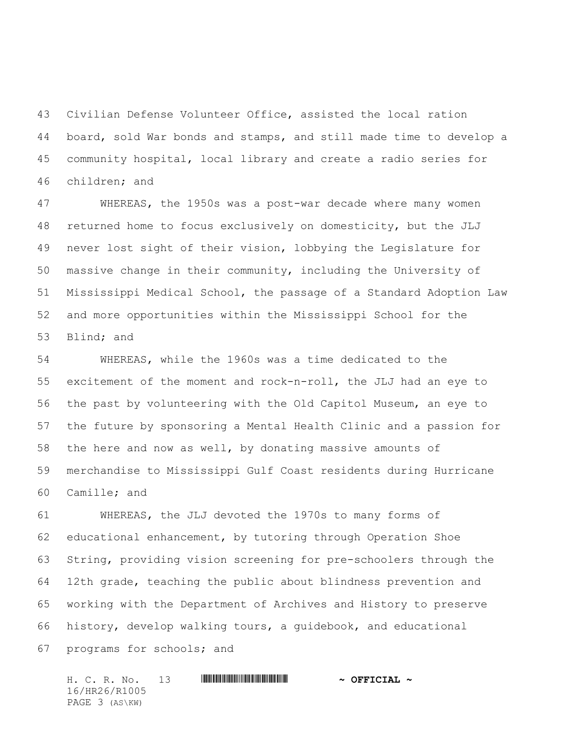Civilian Defense Volunteer Office, assisted the local ration board, sold War bonds and stamps, and still made time to develop a community hospital, local library and create a radio series for children; and

WHEREAS, the 1950s was a post-war decade where many women returned home to focus exclusively on domesticity, but the JLJ never lost sight of their vision, lobbying the Legislature for massive change in their community, including the University of Mississippi Medical School, the passage of a Standard Adoption Law and more opportunities within the Mississippi School for the Blind; and

WHEREAS, while the 1960s was a time dedicated to the excitement of the moment and rock-n-roll, the JLJ had an eye to the past by volunteering with the Old Capitol Museum, an eye to the future by sponsoring a Mental Health Clinic and a passion for the here and now as well, by donating massive amounts of merchandise to Mississippi Gulf Coast residents during Hurricane Camille; and

WHEREAS, the JLJ devoted the 1970s to many forms of educational enhancement, by tutoring through Operation Shoe String, providing vision screening for pre-schoolers through the 12th grade, teaching the public about blindness prevention and working with the Department of Archives and History to preserve history, develop walking tours, a guidebook, and educational programs for schools; and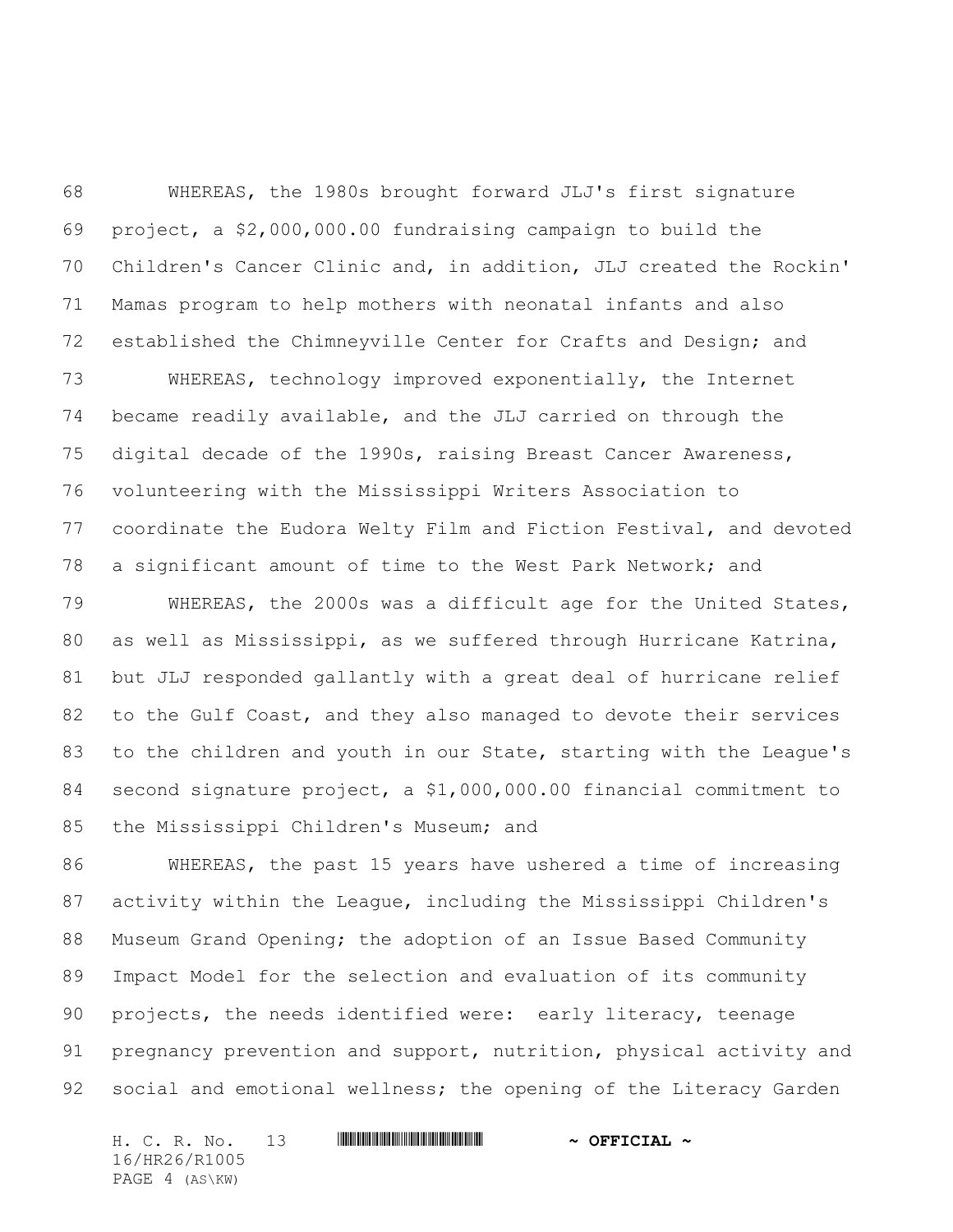WHEREAS, the 1980s brought forward JLJ's first signature project, a $2,000,000.00 fundraising campaign to build the Children's Cancer Clinic and, in addition, JLJ created the Rockin' Mamas program to help mothers with neonatal infants and also established the Chimneyville Center for Crafts and Design; and

WHEREAS, technology improved exponentially, the Internet became readily available, and the JLJ carried on through the digital decade of the 1990s, raising Breast Cancer Awareness, volunteering with the Mississippi Writers Association to coordinate the Eudora Welty Film and Fiction Festival, and devoted a significant amount of time to the West Park Network; and

WHEREAS, the 2000s was a difficult age for the United States, as well as Mississippi, as we suffered through Hurricane Katrina, but JLJ responded gallantly with a great deal of hurricane relief to the Gulf Coast, and they also managed to devote their services to the children and youth in our State, starting with the League's second signature project, a $1,000,000.00 financial commitment to the Mississippi Children's Museum; and

WHEREAS, the past 15 years have ushered a time of increasing activity within the League, including the Mississippi Children's Museum Grand Opening; the adoption of an Issue Based Community Impact Model for the selection and evaluation of its community projects, the needs identified were: early literacy, teenage pregnancy prevention and support, nutrition, physical activity and social and emotional wellness; the opening of the Literacy Garden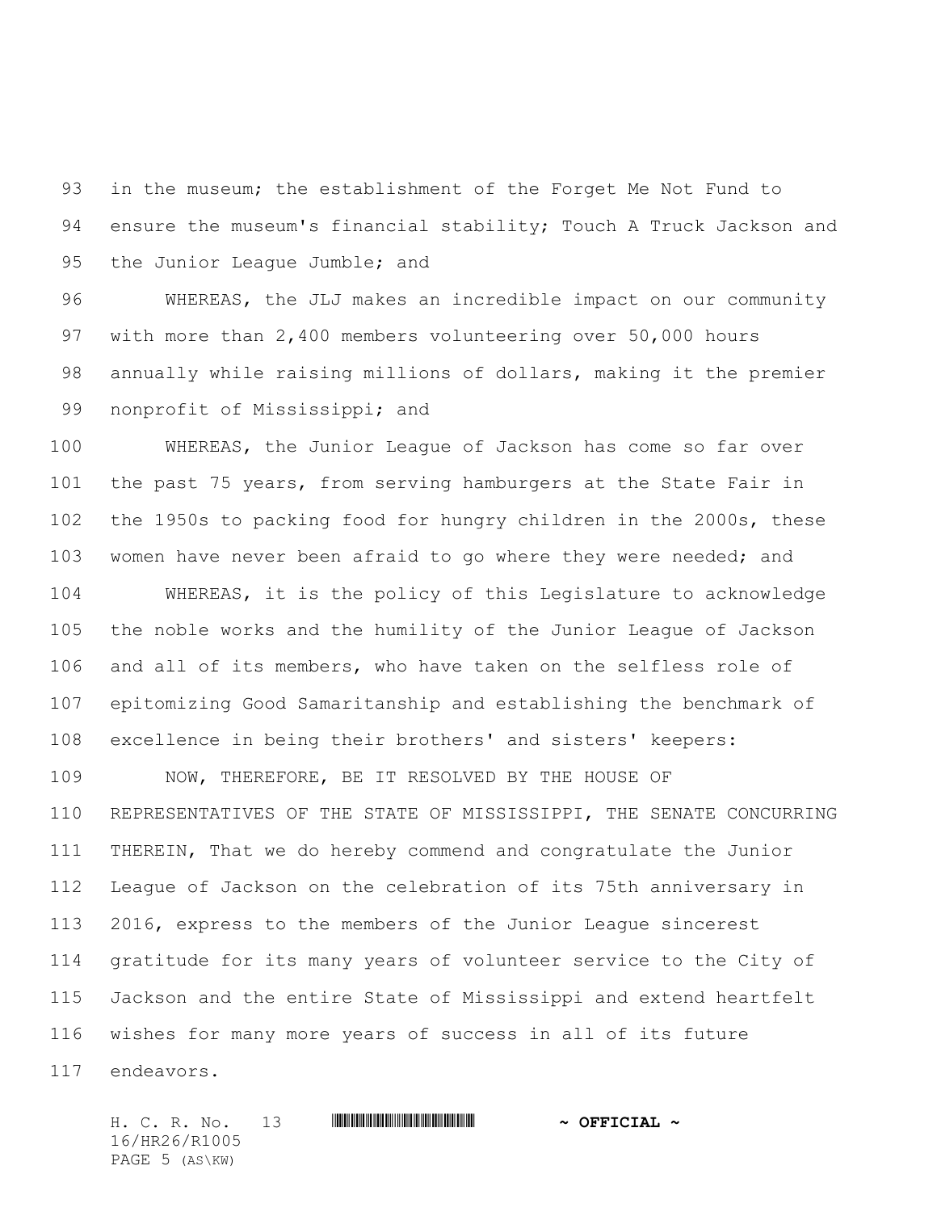in the museum; the establishment of the Forget Me Not Fund to ensure the museum's financial stability; Touch A Truck Jackson and the Junior League Jumble; and

WHEREAS, the JLJ makes an incredible impact on our community with more than 2,400 members volunteering over 50,000 hours annually while raising millions of dollars, making it the premier nonprofit of Mississippi; and

WHEREAS, the Junior League of Jackson has come so far over the past 75 years, from serving hamburgers at the State Fair in the 1950s to packing food for hungry children in the 2000s, these women have never been afraid to go where they were needed; and

WHEREAS, it is the policy of this Legislature to acknowledge the noble works and the humility of the Junior League of Jackson and all of its members, who have taken on the selfless role of epitomizing Good Samaritanship and establishing the benchmark of excellence in being their brothers' and sisters' keepers:

NOW, THEREFORE, BE IT RESOLVED BY THE HOUSE OF REPRESENTATIVES OF THE STATE OF MISSISSIPPI, THE SENATE CONCURRING THEREIN, That we do hereby commend and congratulate the Junior League of Jackson on the celebration of its 75th anniversary in 2016, express to the members of the Junior League sincerest gratitude for its many years of volunteer service to the City of Jackson and the entire State of Mississippi and extend heartfelt wishes for many more years of success in all of its future endeavors.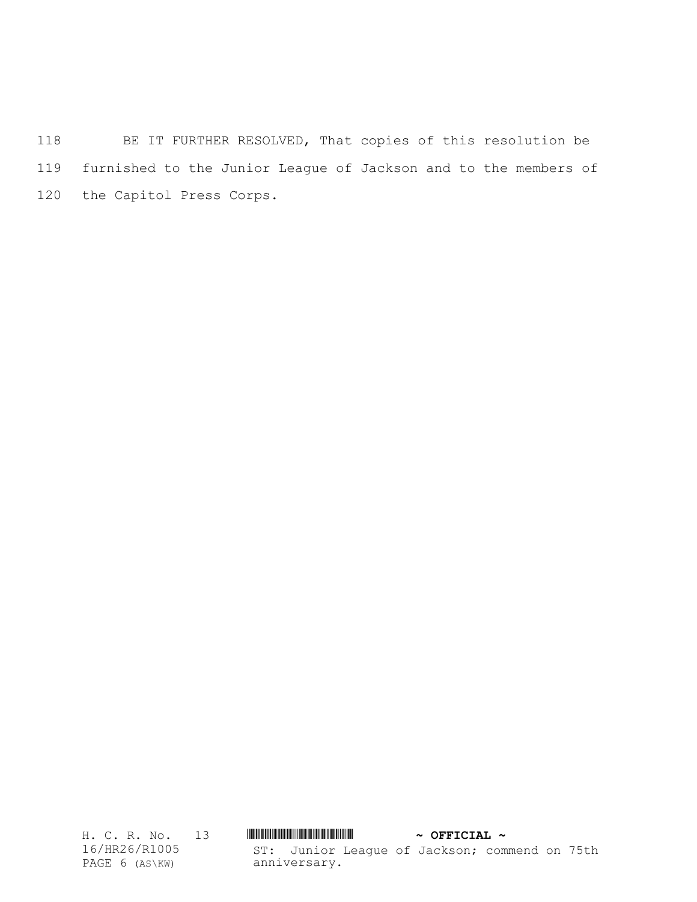BE IT FURTHER RESOLVED, That copies of this resolution be furnished to the Junior League of Jackson and to the members of the Capitol Press Corps.